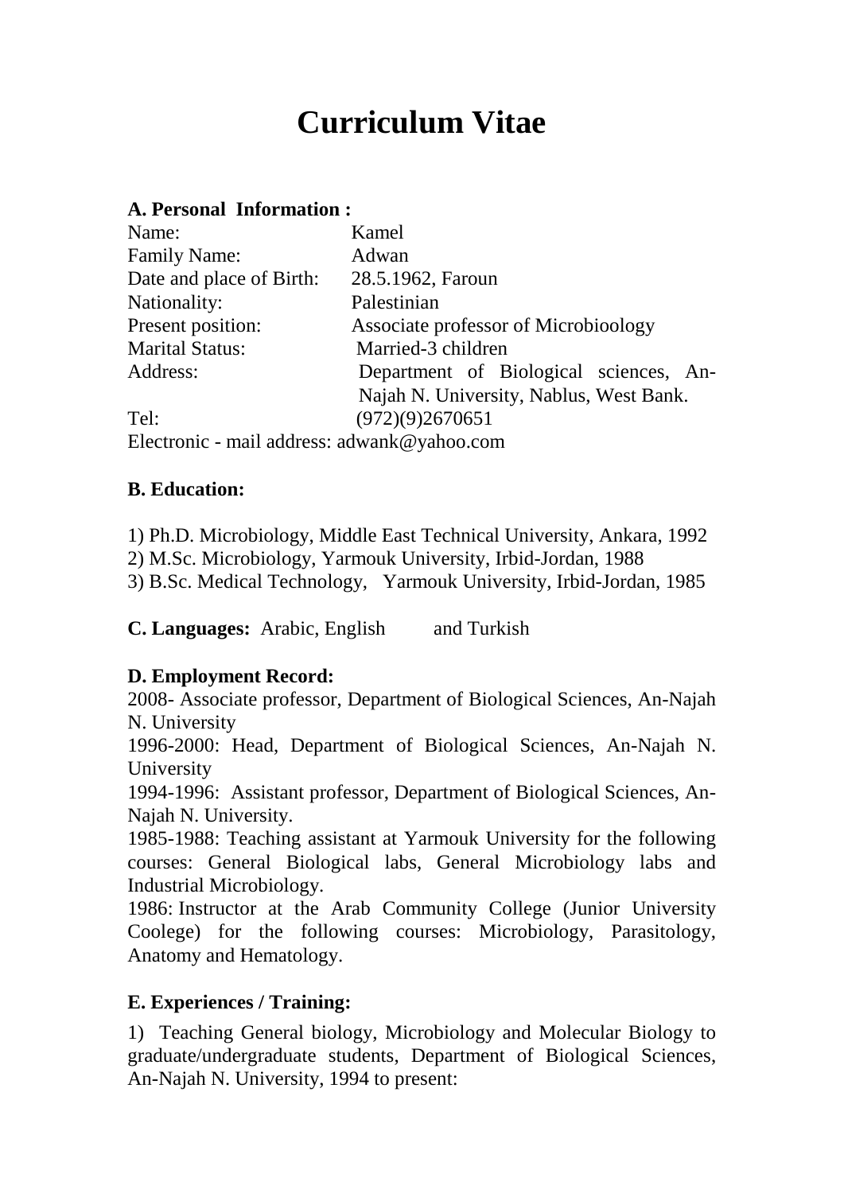# Curriculum Vitae

**A. Personal Information :**

| | |
|---|---|
| Name: | Kamel |
| Family Name: | Adwan |
| Date and place of Birth: | 28.5.1962, Faroun |
| Nationality: | Palestinian |
| Present position: | Associate professor of Microbioology |
| Marital Status: | Married-3 children |
| Address: | Department of Biological sciences, An-Najah N. University, Nablus, West Bank. |
| Tel: | (972)(9)2670651 |

Electronic - mail address: adwank@yahoo.com

**B. Education:**

1) Ph.D. Microbiology, Middle East Technical University, Ankara, 1992
2) M.Sc. Microbiology, Yarmouk University, Irbid-Jordan, 1988
3) B.Sc. Medical Technology, Yarmouk University, Irbid-Jordan, 1985

**C. Languages:** Arabic, English and Turkish

**D. Employment Record:**

2008- Associate professor, Department of Biological Sciences, An-Najah N. University

1996-2000: Head, Department of Biological Sciences, An-Najah N. University

1994-1996: Assistant professor, Department of Biological Sciences, An-Najah N. University.

1985-1988: Teaching assistant at Yarmouk University for the following courses: General Biological labs, General Microbiology labs and Industrial Microbiology.

1986: Instructor at the Arab Community College (Junior University Coolege) for the following courses: Microbiology, Parasitology, Anatomy and Hematology.

**E. Experiences / Training:**

1) Teaching General biology, Microbiology and Molecular Biology to graduate/undergraduate students, Department of Biological Sciences, An-Najah N. University, 1994 to present: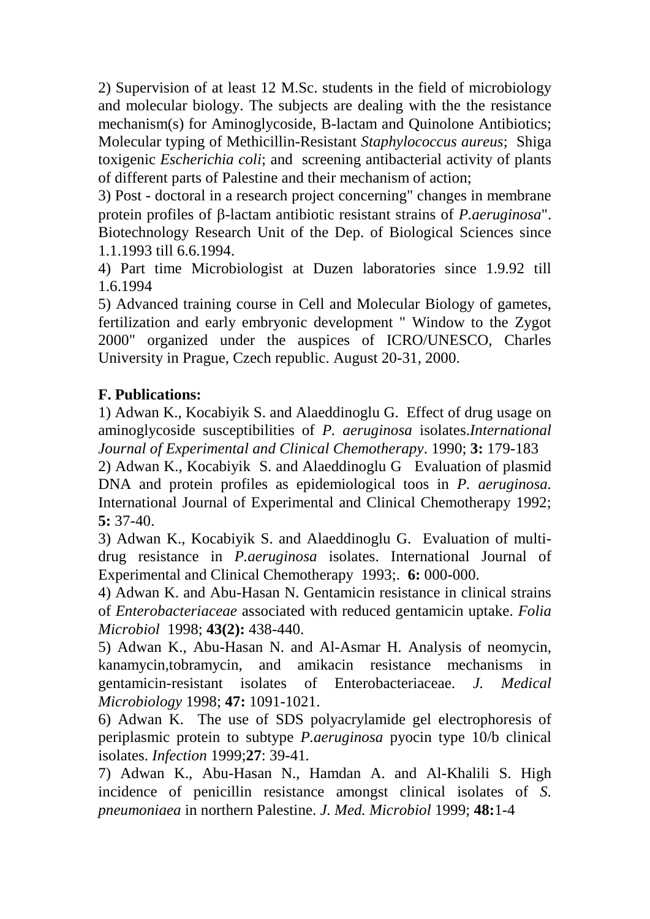2) Supervision of at least 12 M.Sc. students in the field of microbiology and molecular biology. The subjects are dealing with the the resistance mechanism(s) for Aminoglycoside, B-lactam and Quinolone Antibiotics; Molecular typing of Methicillin-Resistant *Staphylococcus aureus*; Shiga toxigenic *Escherichia coli*; and screening antibacterial activity of plants of different parts of Palestine and their mechanism of action;

3) Post - doctoral in a research project concerning" changes in membrane protein profiles of β-lactam antibiotic resistant strains of *P.aeruginosa*". Biotechnology Research Unit of the Dep. of Biological Sciences since 1.1.1993 till 6.6.1994.

4) Part time Microbiologist at Duzen laboratories since 1.9.92 till 1.6.1994

5) Advanced training course in Cell and Molecular Biology of gametes, fertilization and early embryonic development " Window to the Zygot 2000" organized under the auspices of ICRO/UNESCO, Charles University in Prague, Czech republic. August 20-31, 2000.

**F. Publications:**

1) Adwan K., Kocabiyik S. and Alaeddinoglu G. Effect of drug usage on aminoglycoside susceptibilities of *P. aeruginosa* isolates.*International Journal of Experimental and Clinical Chemotherapy*. 1990; **3:** 179-183

2) Adwan K., Kocabiyik S. and Alaeddinoglu G Evaluation of plasmid DNA and protein profiles as epidemiological toos in *P. aeruginosa.* International Journal of Experimental and Clinical Chemotherapy 1992; **5:** 37-40.

3) Adwan K., Kocabiyik S. and Alaeddinoglu G. Evaluation of multi-drug resistance in *P.aeruginosa* isolates. International Journal of Experimental and Clinical Chemotherapy 1993;. **6:** 000-000.

4) Adwan K. and Abu-Hasan N. Gentamicin resistance in clinical strains of *Enterobacteriaceae* associated with reduced gentamicin uptake. *Folia Microbiol* 1998; **43(2):** 438-440.

5) Adwan K., Abu-Hasan N. and Al-Asmar H. Analysis of neomycin, kanamycin,tobramycin, and amikacin resistance mechanisms in gentamicin-resistant isolates of Enterobacteriaceae. *J. Medical Microbiology* 1998; **47:** 1091-1021.

6) Adwan K. The use of SDS polyacrylamide gel electrophoresis of periplasmic protein to subtype *P.aeruginosa* pyocin type 10/b clinical isolates. *Infection* 1999;**27**: 39-41.

7) Adwan K., Abu-Hasan N., Hamdan A. and Al-Khalili S. High incidence of penicillin resistance amongst clinical isolates of *S. pneumoniaea* in northern Palestine. *J. Med. Microbiol* 1999; **48:**1-4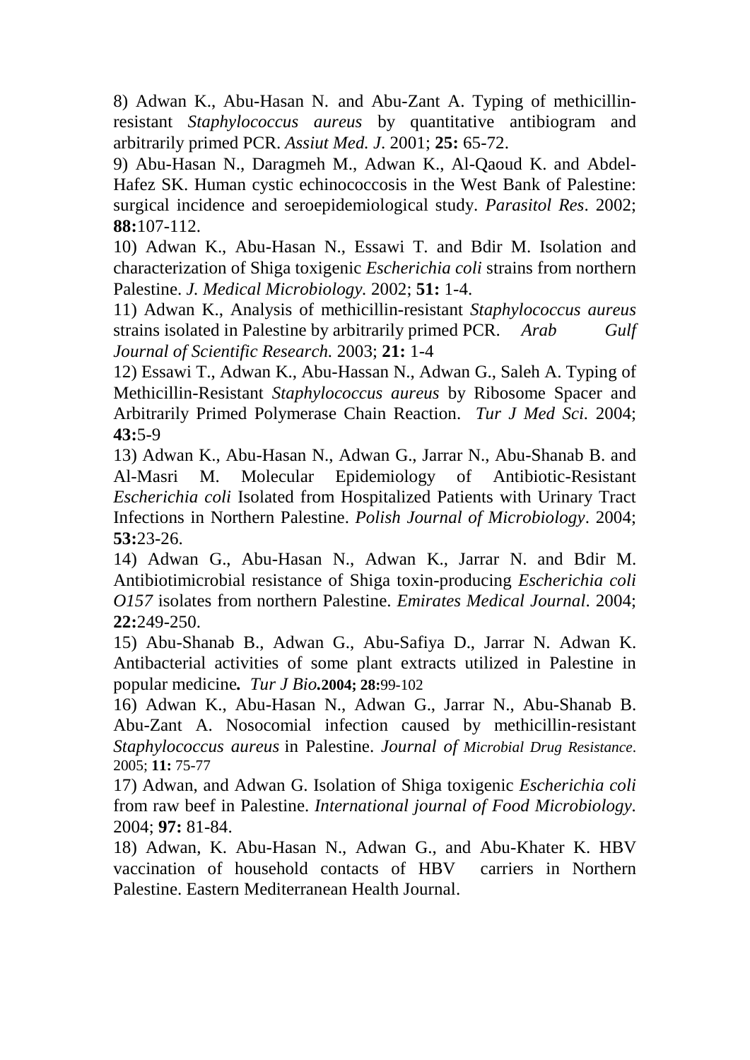8) Adwan K., Abu-Hasan N. and Abu-Zant A. Typing of methicillin-resistant *Staphylococcus aureus* by quantitative antibiogram and arbitrarily primed PCR. *Assiut Med. J*. 2001; **25:** 65-72.

9) Abu-Hasan N., Daragmeh M., Adwan K., Al-Qaoud K. and Abdel-Hafez SK. Human cystic echinococcosis in the West Bank of Palestine: surgical incidence and seroepidemiological study. *Parasitol Res*. 2002; **88:**107-112.

10) Adwan K., Abu-Hasan N., Essawi T. and Bdir M. Isolation and characterization of Shiga toxigenic *Escherichia coli* strains from northern Palestine. *J. Medical Microbiology.* 2002; **51:** 1-4.

11) Adwan K., Analysis of methicillin-resistant *Staphylococcus aureus* strains isolated in Palestine by arbitrarily primed PCR. *Arab Gulf Journal of Scientific Research.* 2003; **21:** 1-4

12) Essawi T., Adwan K., Abu-Hassan N., Adwan G., Saleh A. Typing of Methicillin-Resistant *Staphylococcus aureus* by Ribosome Spacer and Arbitrarily Primed Polymerase Chain Reaction. *Tur J Med Sci*. 2004; **43:**5-9

13) Adwan K., Abu-Hasan N., Adwan G., Jarrar N., Abu-Shanab B. and Al-Masri M. Molecular Epidemiology of Antibiotic-Resistant *Escherichia coli* Isolated from Hospitalized Patients with Urinary Tract Infections in Northern Palestine. *Polish Journal of Microbiology*. 2004; **53:**23-26.

14) Adwan G., Abu-Hasan N., Adwan K., Jarrar N. and Bdir M. Antibiotimicrobial resistance of Shiga toxin-producing *Escherichia coli O157* isolates from northern Palestine. *Emirates Medical Journal*. 2004; **22:**249-250.

15) Abu-Shanab B., Adwan G., Abu-Safiya D., Jarrar N. Adwan K. Antibacterial activities of some plant extracts utilized in Palestine in popular medicine**.** *Tur J Bio***.2004; 28:**99-102

16) Adwan K., Abu-Hasan N., Adwan G., Jarrar N., Abu-Shanab B. Abu-Zant A. Nosocomial infection caused by methicillin-resistant *Staphylococcus aureus* in Palestine. *Journal of Microbial Drug Resistance*. 2005; **11:** 75-77

17) Adwan, and Adwan G. Isolation of Shiga toxigenic *Escherichia coli* from raw beef in Palestine. *International journal of Food Microbiology*. 2004; **97:** 81-84.

18) Adwan, K. Abu-Hasan N., Adwan G., and Abu-Khater K. HBV vaccination of household contacts of HBV carriers in Northern Palestine. Eastern Mediterranean Health Journal.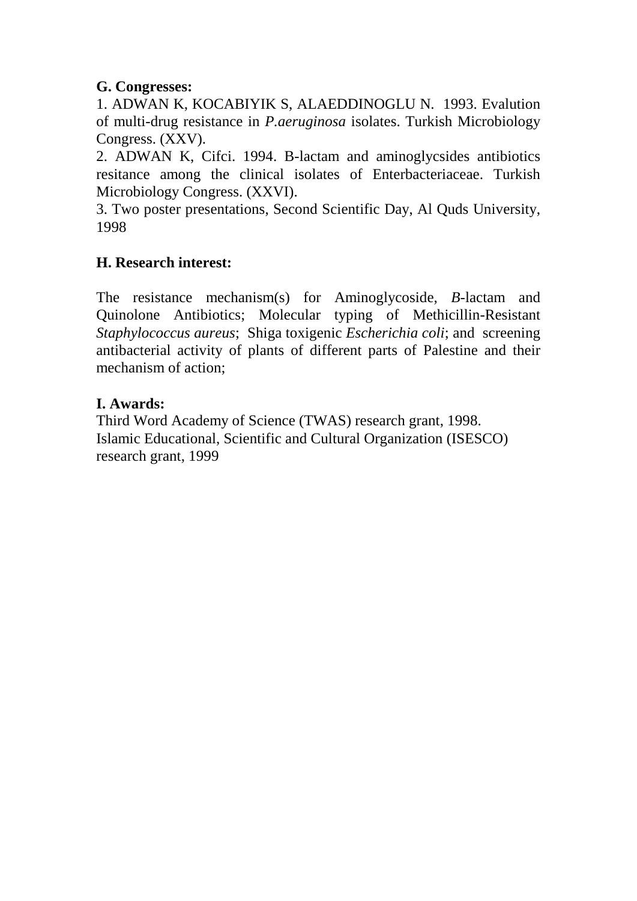**G. Congresses:**

1. ADWAN K, KOCABIYIK S, ALAEDDINOGLU N. 1993. Evalution of multi-drug resistance in *P.aeruginosa* isolates. Turkish Microbiology Congress. (XXV).
2. ADWAN K, Cifci. 1994. B-lactam and aminoglycsides antibiotics resitance among the clinical isolates of Enterbacteriaceae. Turkish Microbiology Congress. (XXVI).
3. Two poster presentations, Second Scientific Day, Al Quds University, 1998

**H. Research interest:**

The resistance mechanism(s) for Aminoglycoside, *B*-lactam and Quinolone Antibiotics; Molecular typing of Methicillin-Resistant *Staphylococcus aureus*; Shiga toxigenic *Escherichia coli*; and screening antibacterial activity of plants of different parts of Palestine and their mechanism of action;

**I. Awards:**

Third Word Academy of Science (TWAS) research grant, 1998.
Islamic Educational, Scientific and Cultural Organization (ISESCO) research grant, 1999